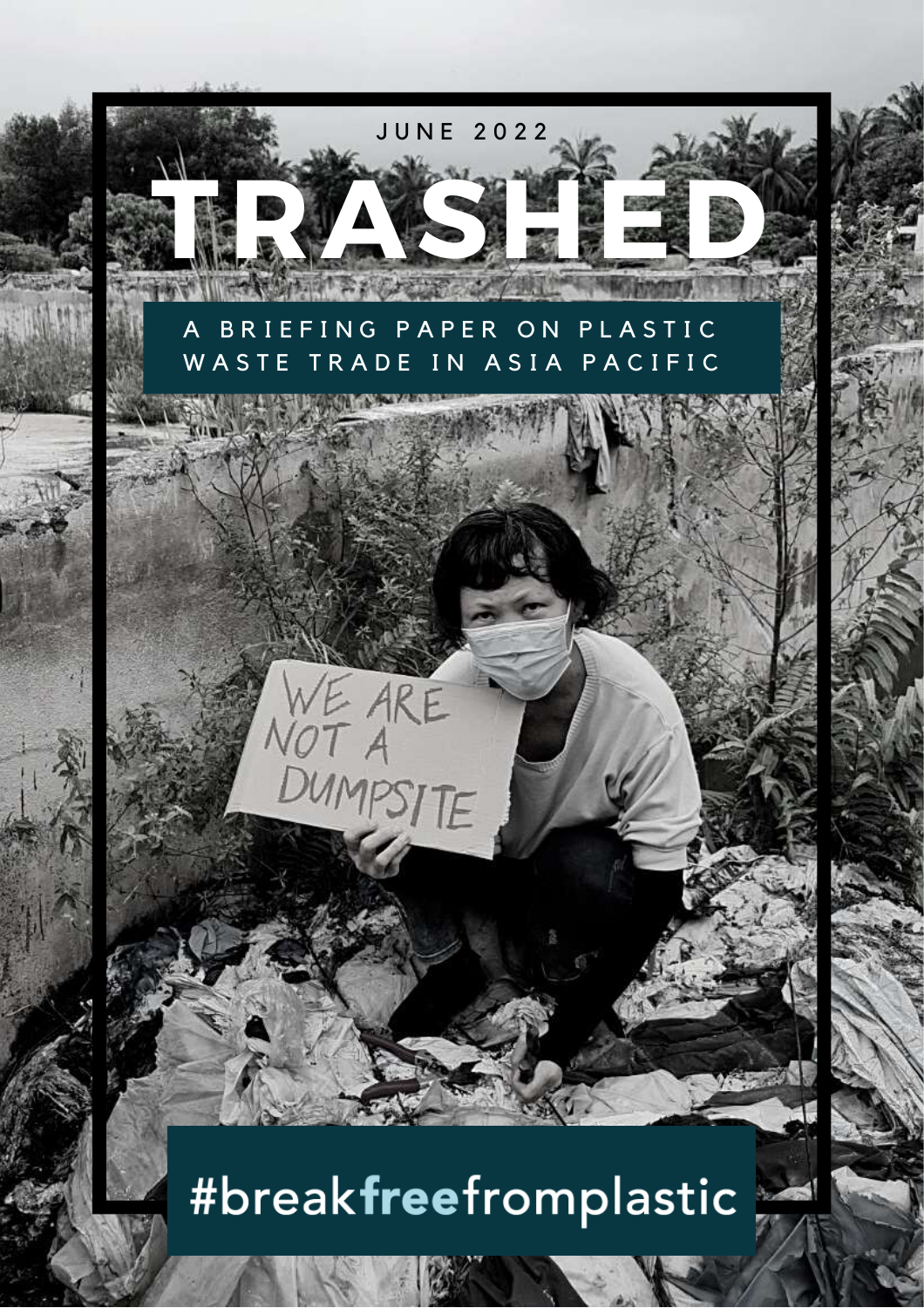JUNE 2022

# TRASHED

## A BRIEFING PAPER ON PLASTIC WASTE TRADE IN ASIA PACIFIC

#breakfreefromplastic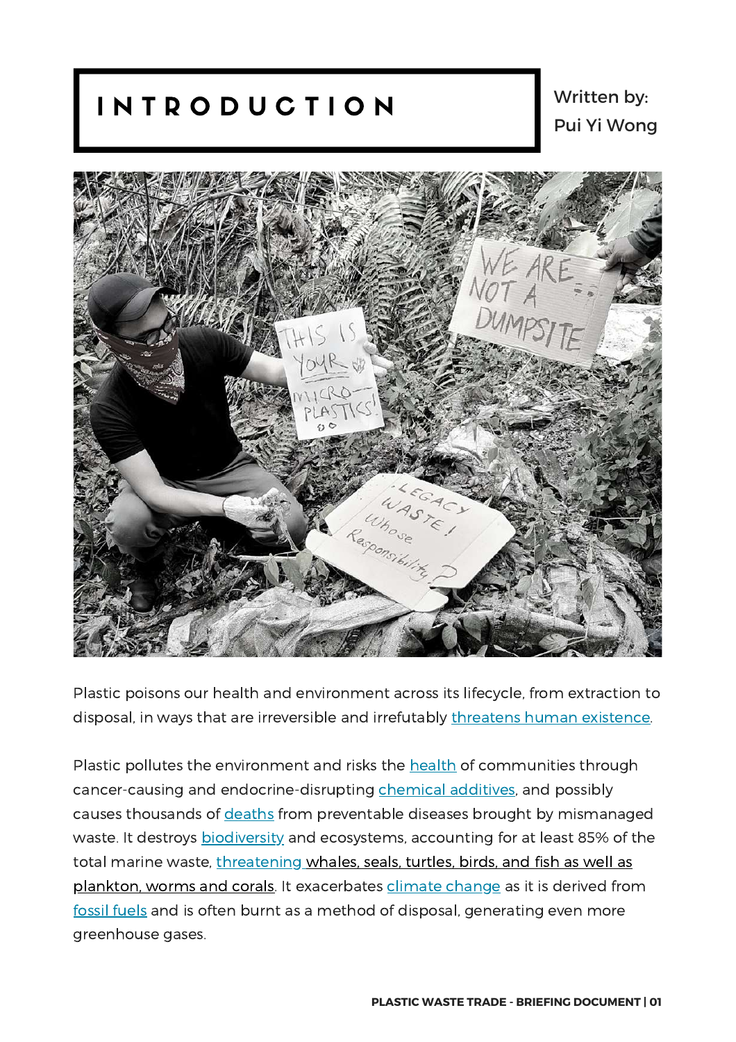# INTRODUCTION

Written by: Pui Yi Wong

Plastic poisons our health and environment across its lifecycle, from extraction to disposal, in ways that are irreversible and irrefutably threatens human existence.

Plastic pollutes the environment and risks the health of communities through cancer-causing and endocrine-disrupting chemical additives, and possibly causes thousands of deaths from preventable diseases brought by mismanaged waste. It destroys biodiversity and ecosystems, accounting for at least 85% of the total marine waste, threatening whales, seals, turtles, birds, and fish as well as plankton, worms and corals. It exacerbates climate change as it is derived from fossil fuels and is often burnt as a method of disposal, generating even more greenhouse gases.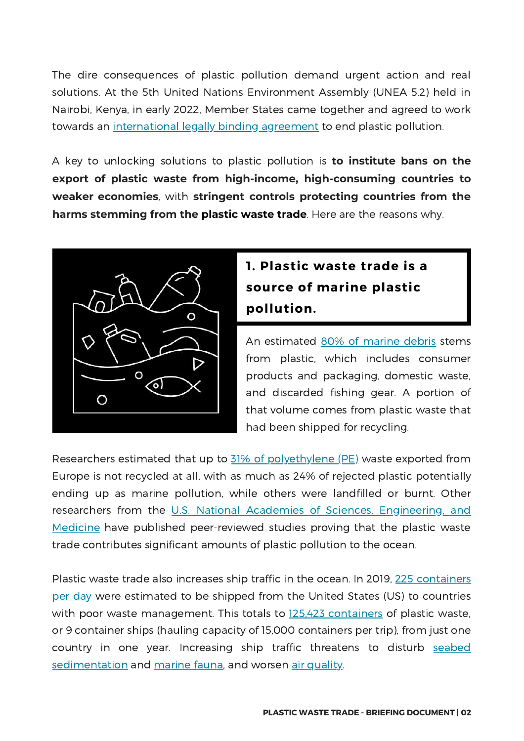The dire consequences of plastic pollution demand urgent action and real solutions. At the 5th United Nations Environment Assembly (UNEA 5.2) held in Nairobi, Kenya, in early 2022, Member States came together and agreed to work towards an international legally binding agreement to end plastic pollution.

A key to unlocking solutions to plastic pollution is **to institute bans on the export of plastic waste from high-income, high-consuming countries to weaker economies**, with **stringent controls protecting countries from the harms stemming from the plastic waste trade**. Here are the reasons why.

## 1. Plastic waste trade is a source of marine plastic pollution.

An estimated 80% of marine debris stems from plastic, which includes consumer products and packaging, domestic waste, and discarded fishing gear. A portion of that volume comes from plastic waste that had been shipped for recycling.

Researchers estimated that up to 31% of polyethylene (PE) waste exported from Europe is not recycled at all, with as much as 24% of rejected plastic potentially ending up as marine pollution, while others were landfilled or burnt. Other researchers from the U.S. National Academies of Sciences, Engineering, and Medicine have published peer-reviewed studies proving that the plastic waste trade contributes significant amounts of plastic pollution to the ocean.

Plastic waste trade also increases ship traffic in the ocean. In 2019, 225 containers per day were estimated to be shipped from the United States (US) to countries with poor waste management. This totals to 125,423 containers of plastic waste, or 9 container ships (hauling capacity of 15,000 containers per trip), from just one country in one year. Increasing ship traffic threatens to disturb seabed sedimentation and marine fauna, and worsen air quality.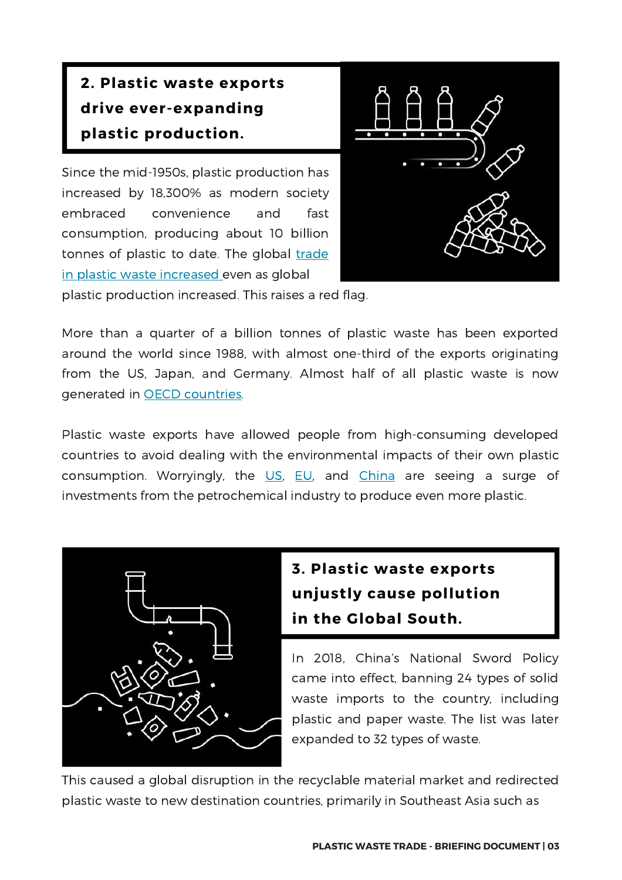## 2. Plastic waste exports drive ever-expanding plastic production.

Since the mid-1950s, plastic production has increased by 18,300% as modern society embraced convenience and fast consumption, producing about 10 billion tonnes of plastic to date. The global trade in plastic waste increased even as global plastic production increased. This raises a red flag.

More than a quarter of a billion tonnes of plastic waste has been exported around the world since 1988, with almost one-third of the exports originating from the US, Japan, and Germany. Almost half of all plastic waste is now generated in OECD countries.

Plastic waste exports have allowed people from high-consuming developed countries to avoid dealing with the environmental impacts of their own plastic consumption. Worryingly, the US, EU, and China are seeing a surge of investments from the petrochemical industry to produce even more plastic.

## 3. Plastic waste exports unjustly cause pollution in the Global South.

In 2018, China's National Sword Policy came into effect, banning 24 types of solid waste imports to the country, including plastic and paper waste. The list was later expanded to 32 types of waste.

This caused a global disruption in the recyclable material market and redirected plastic waste to new destination countries, primarily in Southeast Asia such as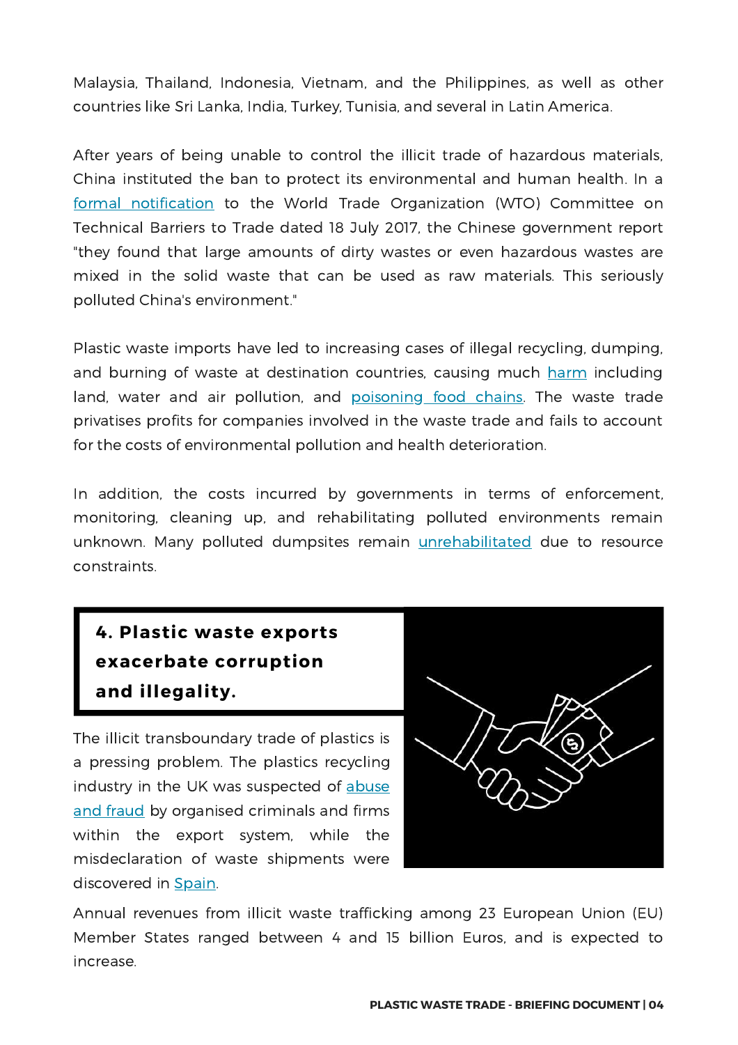Malaysia, Thailand, Indonesia, Vietnam, and the Philippines, as well as other countries like Sri Lanka, India, Turkey, Tunisia, and several in Latin America.

After years of being unable to control the illicit trade of hazardous materials, China instituted the ban to protect its environmental and human health. In a formal notification to the World Trade Organization (WTO) Committee on Technical Barriers to Trade dated 18 July 2017, the Chinese government report "they found that large amounts of dirty wastes or even hazardous wastes are mixed in the solid waste that can be used as raw materials. This seriously polluted China's environment."

Plastic waste imports have led to increasing cases of illegal recycling, dumping, and burning of waste at destination countries, causing much harm including land, water and air pollution, and poisoning food chains. The waste trade privatises profits for companies involved in the waste trade and fails to account for the costs of environmental pollution and health deterioration.

In addition, the costs incurred by governments in terms of enforcement, monitoring, cleaning up, and rehabilitating polluted environments remain unknown. Many polluted dumpsites remain unrehabilitated due to resource constraints.

## 4. Plastic waste exports exacerbate corruption and illegality.

The illicit transboundary trade of plastics is a pressing problem. The plastics recycling industry in the UK was suspected of abuse and fraud by organised criminals and firms within the export system, while the misdeclaration of waste shipments were discovered in Spain.

Annual revenues from illicit waste trafficking among 23 European Union (EU) Member States ranged between 4 and 15 billion Euros, and is expected to increase.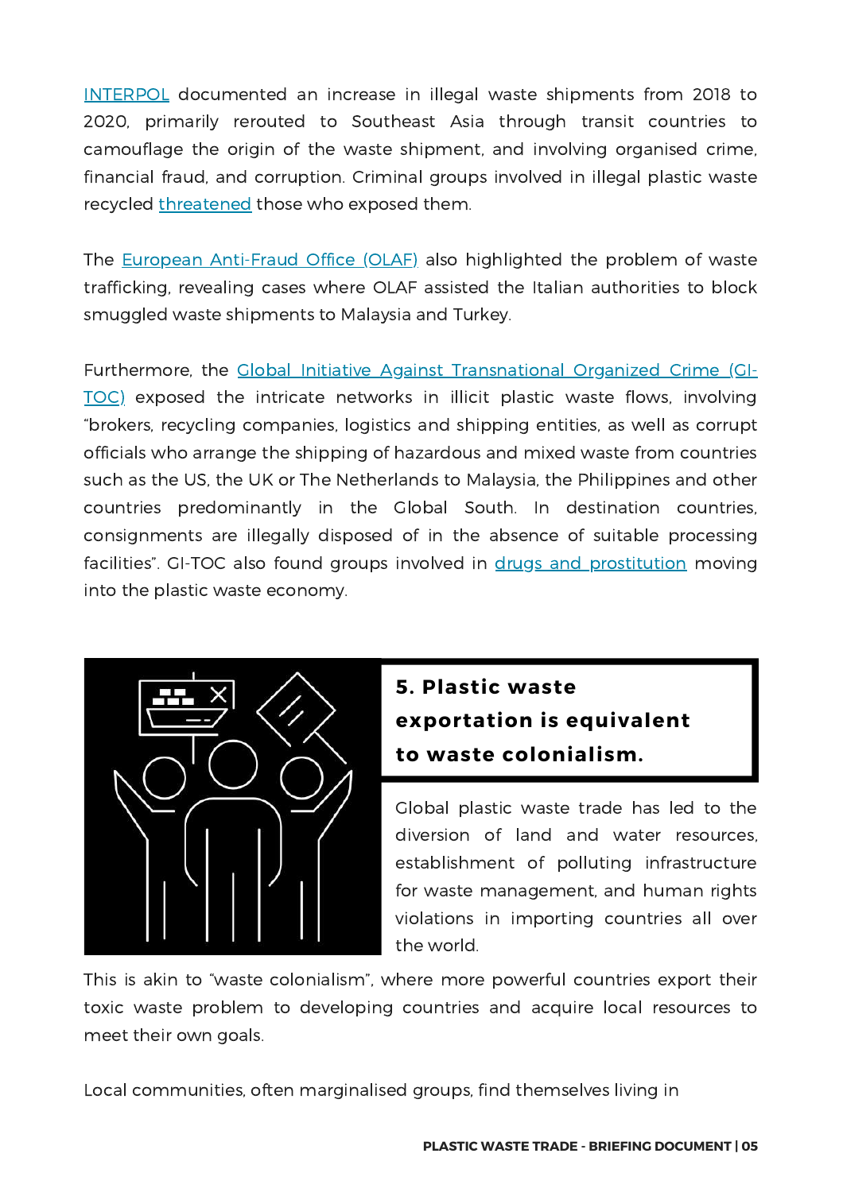INTERPOL documented an increase in illegal waste shipments from 2018 to 2020, primarily rerouted to Southeast Asia through transit countries to camouflage the origin of the waste shipment, and involving organised crime, financial fraud, and corruption. Criminal groups involved in illegal plastic waste recycled threatened those who exposed them.

The European Anti-Fraud Office (OLAF) also highlighted the problem of waste trafficking, revealing cases where OLAF assisted the Italian authorities to block smuggled waste shipments to Malaysia and Turkey.

Furthermore, the Global Initiative Against Transnational Organized Crime (GI-TOC) exposed the intricate networks in illicit plastic waste flows, involving "brokers, recycling companies, logistics and shipping entities, as well as corrupt officials who arrange the shipping of hazardous and mixed waste from countries such as the US, the UK or The Netherlands to Malaysia, the Philippines and other countries predominantly in the Global South. In destination countries, consignments are illegally disposed of in the absence of suitable processing facilities". GI-TOC also found groups involved in drugs and prostitution moving into the plastic waste economy.

## 5. Plastic waste exportation is equivalent to waste colonialism.

Global plastic waste trade has led to the diversion of land and water resources, establishment of polluting infrastructure for waste management, and human rights violations in importing countries all over the world.

This is akin to "waste colonialism", where more powerful countries export their toxic waste problem to developing countries and acquire local resources to meet their own goals.

Local communities, often marginalised groups, find themselves living in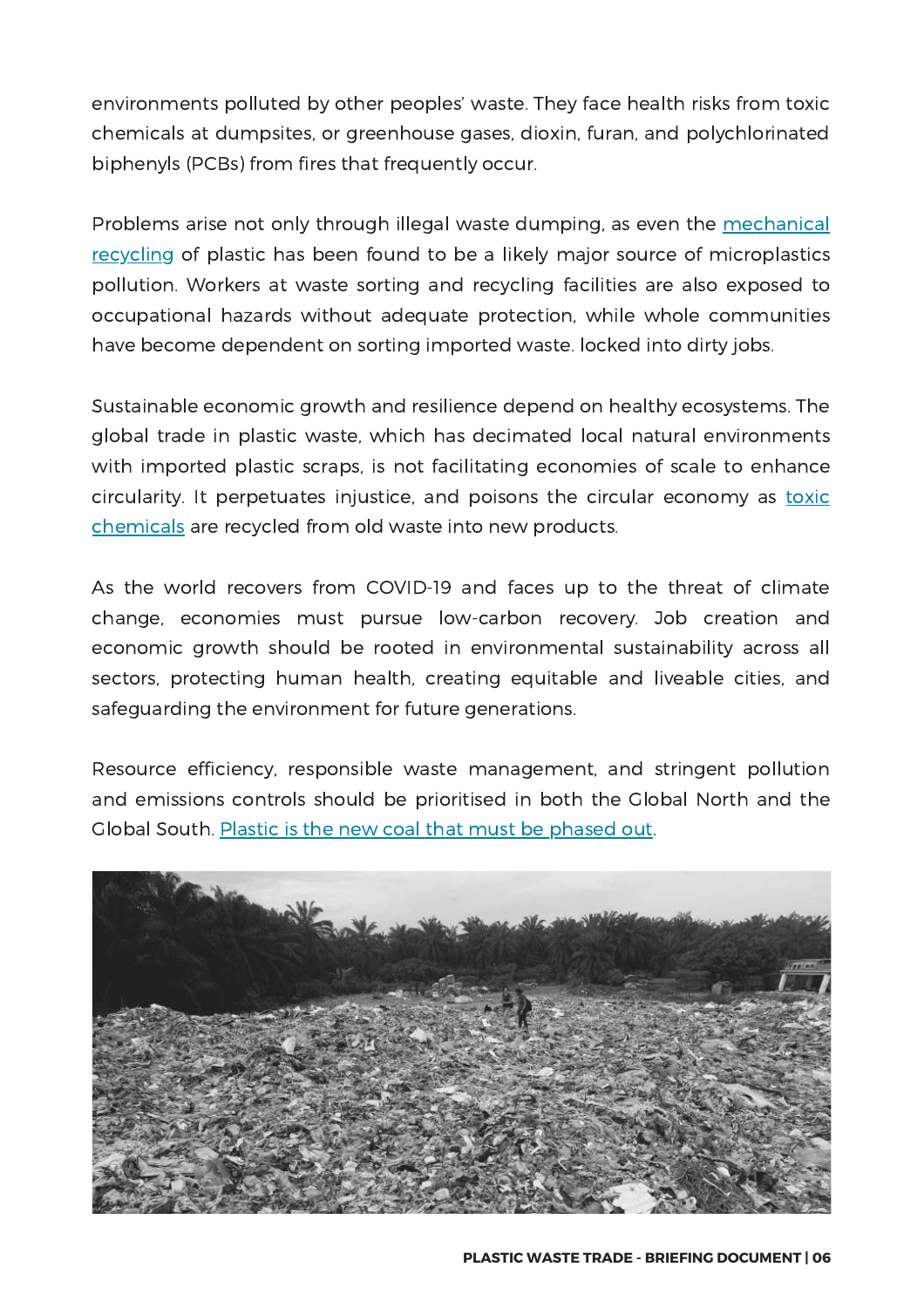environments polluted by other peoples' waste. They face health risks from toxic chemicals at dumpsites, or greenhouse gases, dioxin, furan, and polychlorinated biphenyls (PCBs) from fires that frequently occur.

Problems arise not only through illegal waste dumping, as even the mechanical recycling of plastic has been found to be a likely major source of microplastics pollution. Workers at waste sorting and recycling facilities are also exposed to occupational hazards without adequate protection, while whole communities have become dependent on sorting imported waste. locked into dirty jobs.

Sustainable economic growth and resilience depend on healthy ecosystems. The global trade in plastic waste, which has decimated local natural environments with imported plastic scraps, is not facilitating economies of scale to enhance circularity. It perpetuates injustice, and poisons the circular economy as toxic chemicals are recycled from old waste into new products.

As the world recovers from COVID-19 and faces up to the threat of climate change, economies must pursue low-carbon recovery. Job creation and economic growth should be rooted in environmental sustainability across all sectors, protecting human health, creating equitable and liveable cities, and safeguarding the environment for future generations.

Resource efficiency, responsible waste management, and stringent pollution and emissions controls should be prioritised in both the Global North and the Global South. Plastic is the new coal that must be phased out.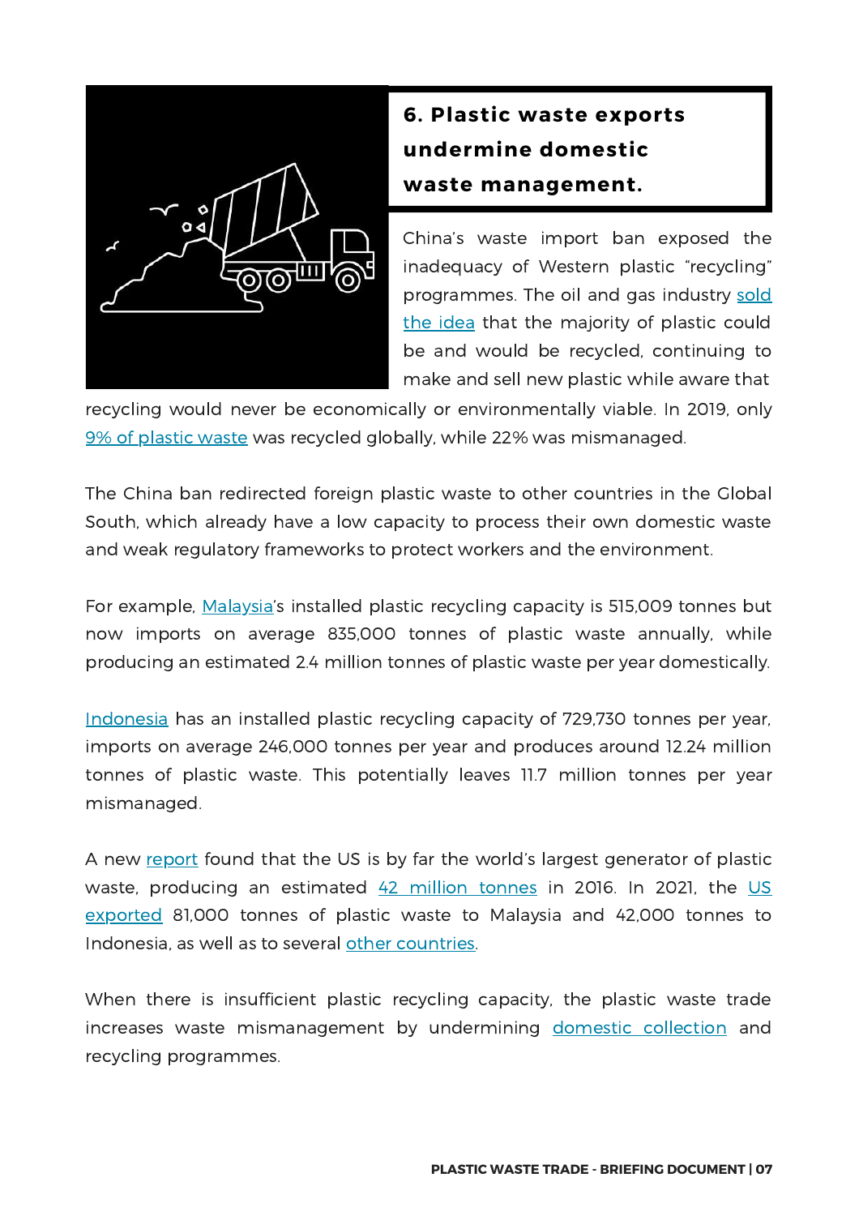## 6. Plastic waste exports undermine domestic waste management.

China's waste import ban exposed the inadequacy of Western plastic "recycling" programmes. The oil and gas industry sold the idea that the majority of plastic could be and would be recycled, continuing to make and sell new plastic while aware that recycling would never be economically or environmentally viable. In 2019, only 9% of plastic waste was recycled globally, while 22% was mismanaged.

The China ban redirected foreign plastic waste to other countries in the Global South, which already have a low capacity to process their own domestic waste and weak regulatory frameworks to protect workers and the environment.

For example, Malaysia's installed plastic recycling capacity is 515,009 tonnes but now imports on average 835,000 tonnes of plastic waste annually, while producing an estimated 2.4 million tonnes of plastic waste per year domestically.

Indonesia has an installed plastic recycling capacity of 729,730 tonnes per year, imports on average 246,000 tonnes per year and produces around 12.24 million tonnes of plastic waste. This potentially leaves 11.7 million tonnes per year mismanaged.

A new report found that the US is by far the world's largest generator of plastic waste, producing an estimated 42 million tonnes in 2016. In 2021, the US exported 81,000 tonnes of plastic waste to Malaysia and 42,000 tonnes to Indonesia, as well as to several other countries.

When there is insufficient plastic recycling capacity, the plastic waste trade increases waste mismanagement by undermining domestic collection and recycling programmes.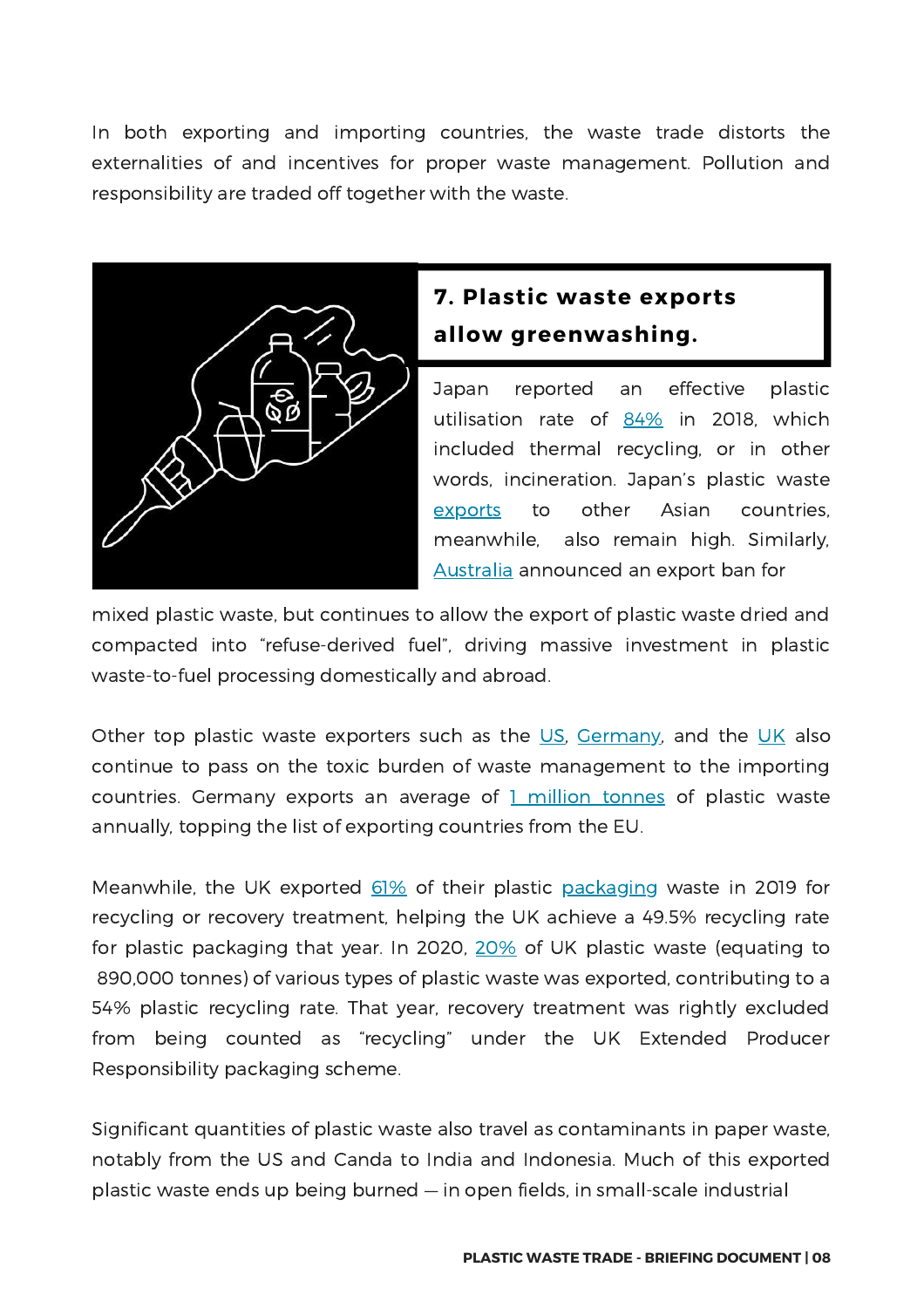In both exporting and importing countries, the waste trade distorts the externalities of and incentives for proper waste management. Pollution and responsibility are traded off together with the waste.

## 7. Plastic waste exports allow greenwashing.

Japan reported an effective plastic utilisation rate of 84% in 2018, which included thermal recycling, or in other words, incineration. Japan's plastic waste exports to other Asian countries, meanwhile, also remain high. Similarly, Australia announced an export ban for mixed plastic waste, but continues to allow the export of plastic waste dried and compacted into "refuse-derived fuel", driving massive investment in plastic waste-to-fuel processing domestically and abroad.

Other top plastic waste exporters such as the US, Germany, and the UK also continue to pass on the toxic burden of waste management to the importing countries. Germany exports an average of 1 million tonnes of plastic waste annually, topping the list of exporting countries from the EU.

Meanwhile, the UK exported 61% of their plastic packaging waste in 2019 for recycling or recovery treatment, helping the UK achieve a 49.5% recycling rate for plastic packaging that year. In 2020, 20% of UK plastic waste (equating to 890,000 tonnes) of various types of plastic waste was exported, contributing to a 54% plastic recycling rate. That year, recovery treatment was rightly excluded from being counted as "recycling" under the UK Extended Producer Responsibility packaging scheme.

Significant quantities of plastic waste also travel as contaminants in paper waste, notably from the US and Canda to India and Indonesia. Much of this exported plastic waste ends up being burned — in open fields, in small-scale industrial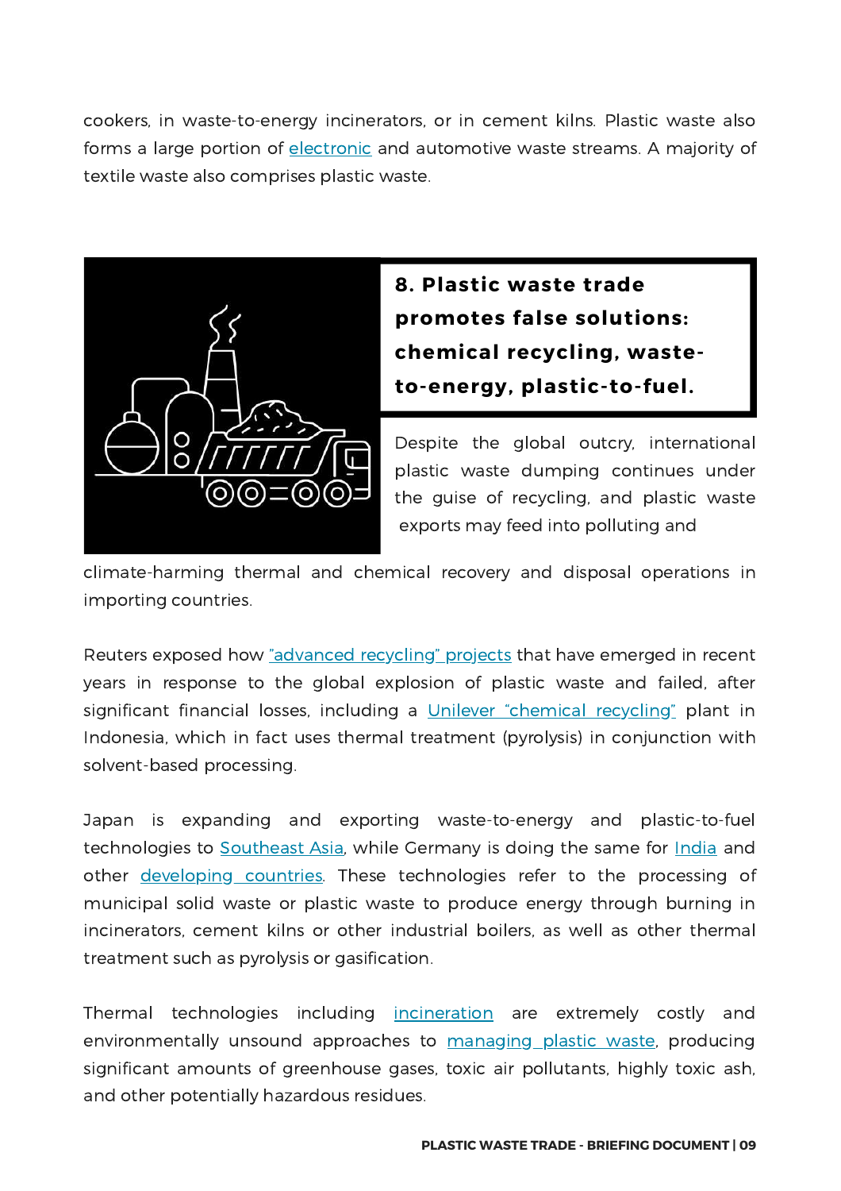cookers, in waste-to-energy incinerators, or in cement kilns. Plastic waste also forms a large portion of electronic and automotive waste streams. A majority of textile waste also comprises plastic waste.

## 8. Plastic waste trade promotes false solutions: chemical recycling, waste-to-energy, plastic-to-fuel.

Despite the global outcry, international plastic waste dumping continues under the guise of recycling, and plastic waste exports may feed into polluting and climate-harming thermal and chemical recovery and disposal operations in importing countries.

Reuters exposed how "advanced recycling" projects that have emerged in recent years in response to the global explosion of plastic waste and failed, after significant financial losses, including a Unilever "chemical recycling" plant in Indonesia, which in fact uses thermal treatment (pyrolysis) in conjunction with solvent-based processing.

Japan is expanding and exporting waste-to-energy and plastic-to-fuel technologies to Southeast Asia, while Germany is doing the same for India and other developing countries. These technologies refer to the processing of municipal solid waste or plastic waste to produce energy through burning in incinerators, cement kilns or other industrial boilers, as well as other thermal treatment such as pyrolysis or gasification.

Thermal technologies including incineration are extremely costly and environmentally unsound approaches to managing plastic waste, producing significant amounts of greenhouse gases, toxic air pollutants, highly toxic ash, and other potentially hazardous residues.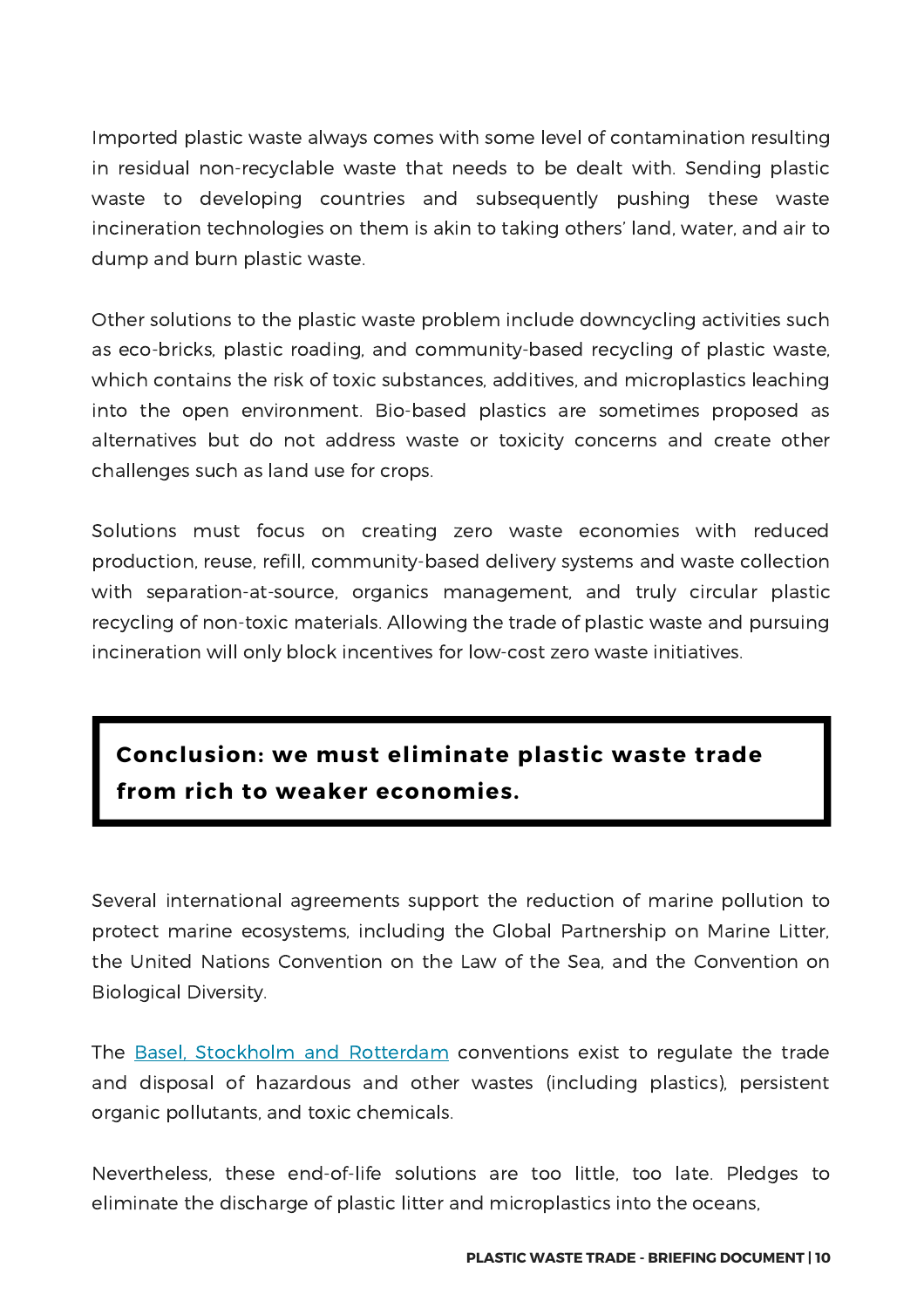Imported plastic waste always comes with some level of contamination resulting in residual non-recyclable waste that needs to be dealt with. Sending plastic waste to developing countries and subsequently pushing these waste incineration technologies on them is akin to taking others' land, water, and air to dump and burn plastic waste.

Other solutions to the plastic waste problem include downcycling activities such as eco-bricks, plastic roading, and community-based recycling of plastic waste, which contains the risk of toxic substances, additives, and microplastics leaching into the open environment. Bio-based plastics are sometimes proposed as alternatives but do not address waste or toxicity concerns and create other challenges such as land use for crops.

Solutions must focus on creating zero waste economies with reduced production, reuse, refill, community-based delivery systems and waste collection with separation-at-source, organics management, and truly circular plastic recycling of non-toxic materials. Allowing the trade of plastic waste and pursuing incineration will only block incentives for low-cost zero waste initiatives.

**Conclusion: we must eliminate plastic waste trade from rich to weaker economies.**

Several international agreements support the reduction of marine pollution to protect marine ecosystems, including the Global Partnership on Marine Litter, the United Nations Convention on the Law of the Sea, and the Convention on Biological Diversity.

The Basel, Stockholm and Rotterdam conventions exist to regulate the trade and disposal of hazardous and other wastes (including plastics), persistent organic pollutants, and toxic chemicals.

Nevertheless, these end-of-life solutions are too little, too late. Pledges to eliminate the discharge of plastic litter and microplastics into the oceans,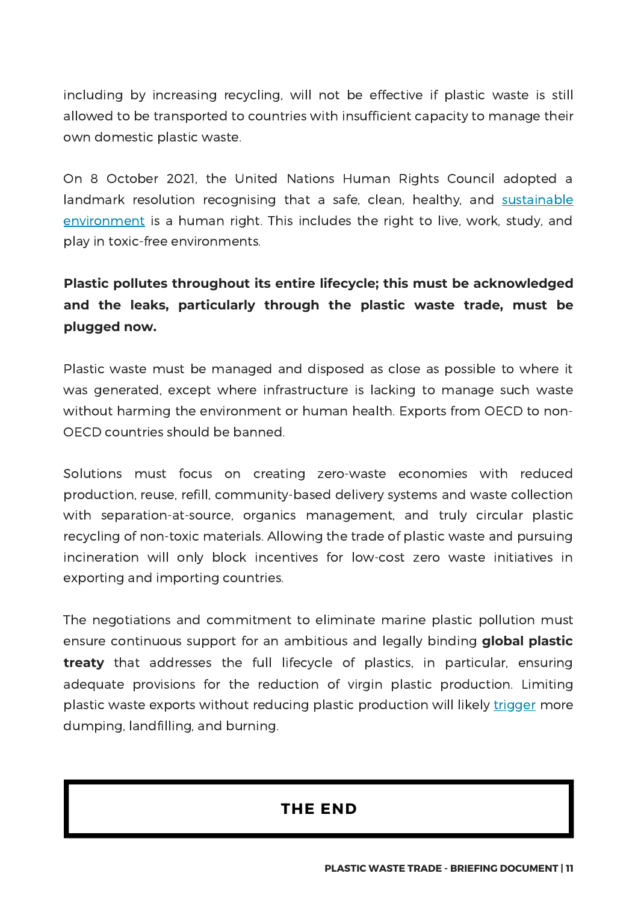including by increasing recycling, will not be effective if plastic waste is still allowed to be transported to countries with insufficient capacity to manage their own domestic plastic waste.

On 8 October 2021, the United Nations Human Rights Council adopted a landmark resolution recognising that a safe, clean, healthy, and sustainable environment is a human right. This includes the right to live, work, study, and play in toxic-free environments.

**Plastic pollutes throughout its entire lifecycle; this must be acknowledged and the leaks, particularly through the plastic waste trade, must be plugged now.**

Plastic waste must be managed and disposed as close as possible to where it was generated, except where infrastructure is lacking to manage such waste without harming the environment or human health. Exports from OECD to non-OECD countries should be banned.

Solutions must focus on creating zero-waste economies with reduced production, reuse, refill, community-based delivery systems and waste collection with separation-at-source, organics management, and truly circular plastic recycling of non-toxic materials. Allowing the trade of plastic waste and pursuing incineration will only block incentives for low-cost zero waste initiatives in exporting and importing countries.

The negotiations and commitment to eliminate marine plastic pollution must ensure continuous support for an ambitious and legally binding **global plastic treaty** that addresses the full lifecycle of plastics, in particular, ensuring adequate provisions for the reduction of virgin plastic production. Limiting plastic waste exports without reducing plastic production will likely trigger more dumping, landfilling, and burning.

**THE END**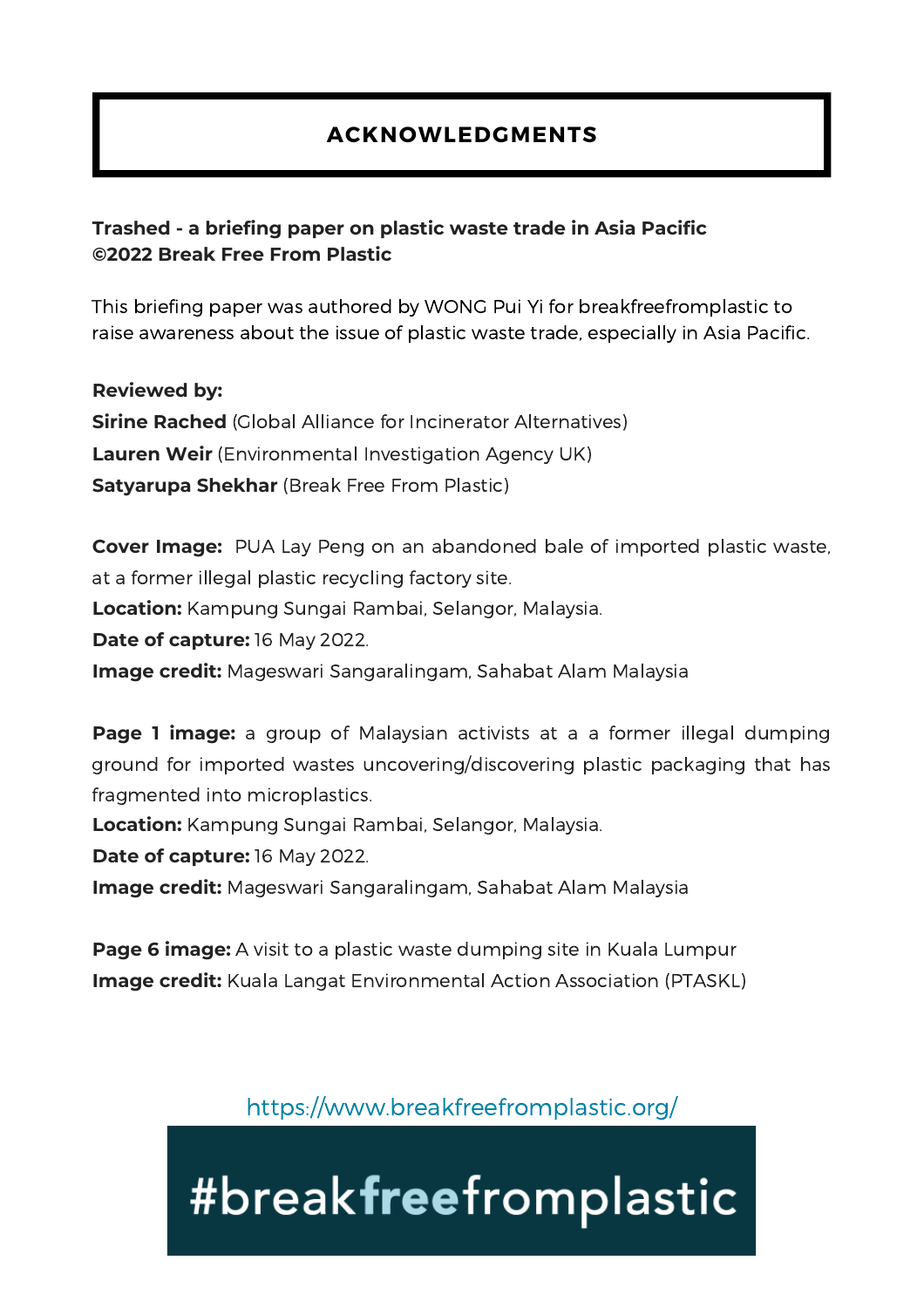# ACKNOWLEDGMENTS

**Trashed - a briefing paper on plastic waste trade in Asia Pacific**
**©2022 Break Free From Plastic**

This briefing paper was authored by WONG Pui Yi for breakfreefromplastic to raise awareness about the issue of plastic waste trade, especially in Asia Pacific.

**Reviewed by:**
**Sirine Rached** (Global Alliance for Incinerator Alternatives)
**Lauren Weir** (Environmental Investigation Agency UK)
**Satyarupa Shekhar** (Break Free From Plastic)

**Cover Image:** PUA Lay Peng on an abandoned bale of imported plastic waste, at a former illegal plastic recycling factory site.
**Location:** Kampung Sungai Rambai, Selangor, Malaysia.
**Date of capture:** 16 May 2022.
**Image credit:** Mageswari Sangaralingam, Sahabat Alam Malaysia

**Page 1 image:** a group of Malaysian activists at a a former illegal dumping ground for imported wastes uncovering/discovering plastic packaging that has fragmented into microplastics.
**Location:** Kampung Sungai Rambai, Selangor, Malaysia.
**Date of capture:** 16 May 2022.
**Image credit:** Mageswari Sangaralingam, Sahabat Alam Malaysia

**Page 6 image:** A visit to a plastic waste dumping site in Kuala Lumpur
**Image credit:** Kuala Langat Environmental Action Association (PTASKL)

https://www.breakfreefromplastic.org/

#breakfreefromplastic